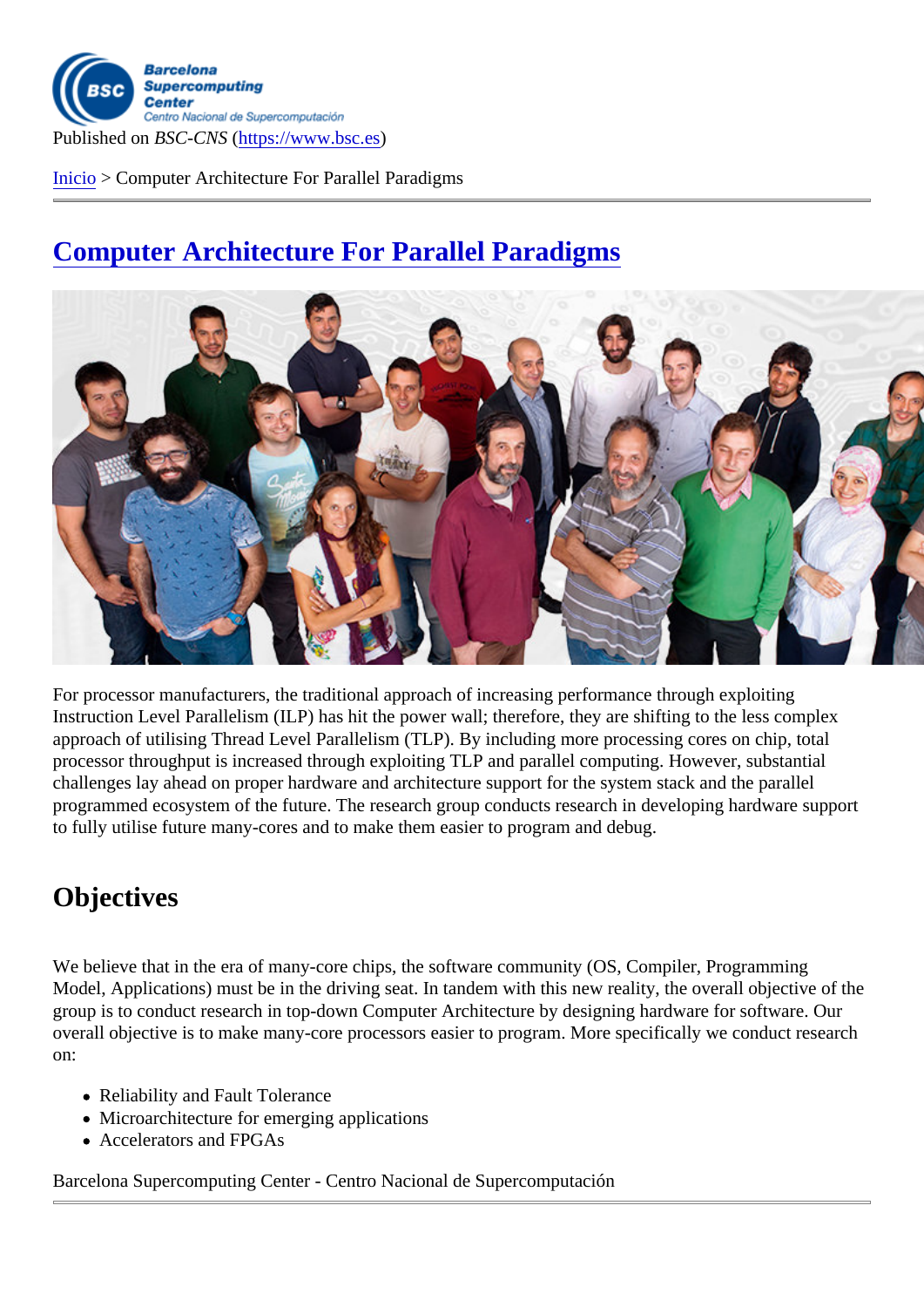Published on *BSC-CNS* (https://www.bsc.es)

Inicio > Computer Architecture For Parallel Paradigms

# Computer Architecture For Parallel Paradigms

For processor manufacturers, the traditional approach of increasing performance through exploiting Instruction Level Parallelism (ILP) has hit the power wall; therefore, they are shifting to the less complex approach of utilising Thread Level Parallelism (TLP). By including more processing cores on chip, total processor throughput is increased through exploiting TLP and parallel computing. However, substantial challenges lay ahead on proper hardware and architecture support for the system stack and the parallel programmed ecosystem of the future. The research group conducts research in developing hardware support to fully utilise future many-cores and to make them easier to program and debug.

## Objectives

We believe that in the era of many-core chips, the software community (OS, Compiler, Programming Model, Applications) must be in the driving seat. In tandem with this new reality, the overall objective of the group is to conduct research in top-down Computer Architecture by designing hardware for software. Our overall objective is to make many-core processors easier to program. More specifically we conduct research on:

- Reliability and Fault Tolerance
- Microarchitecture for emerging applications
- Accelerators and FPGAs

Barcelona Supercomputing Center - Centro Nacional de Supercomputación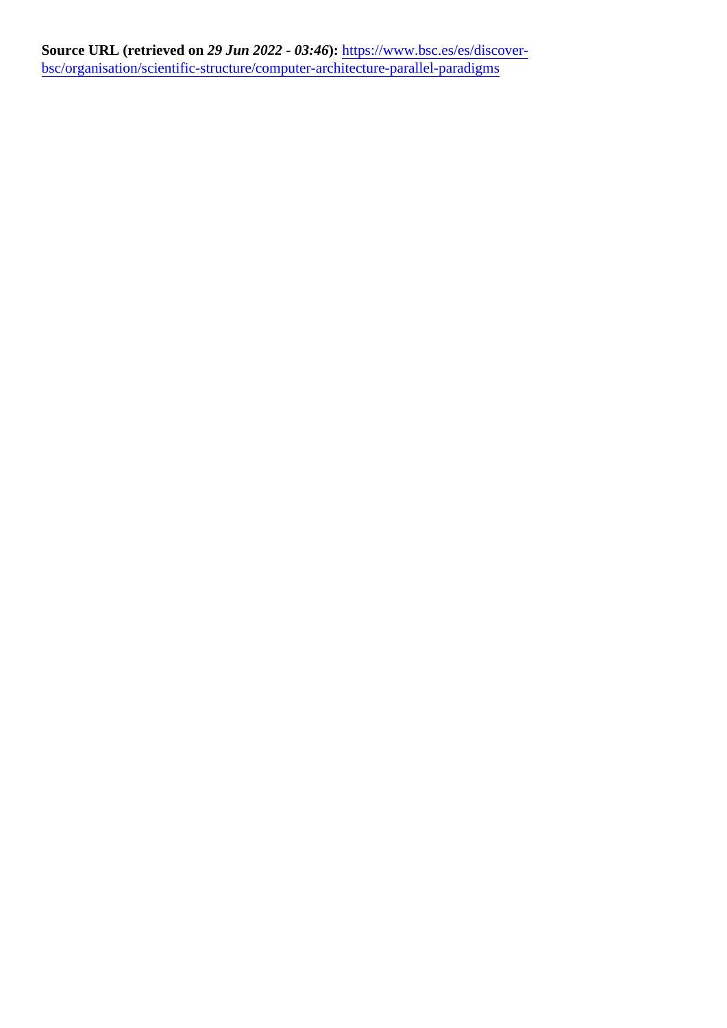**Source URL (retrieved on *29 Jun 2022 - 03:46*):** https://www.bsc.es/es/discover-bsc/organisation/scientific-structure/computer-architecture-parallel-paradigms